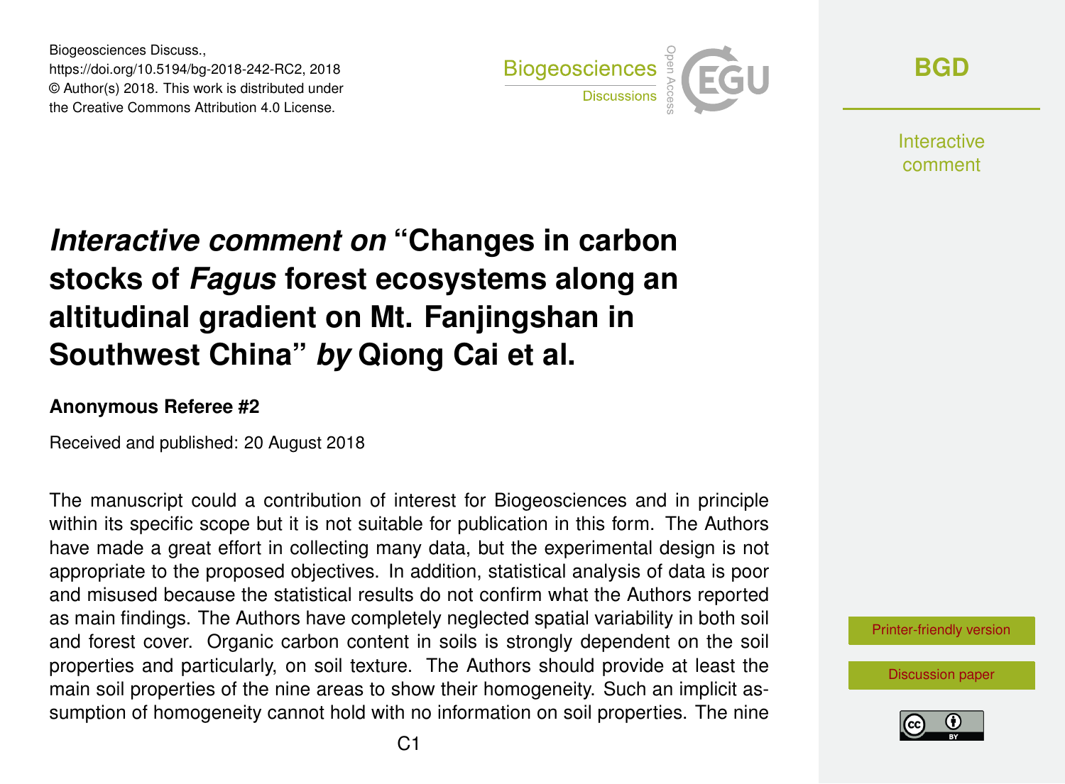# *Interactive comment on* "Changes in carbon stocks of *Fagus* forest ecosystems along an altitudinal gradient on Mt. Fanjingshan in Southwest China" *by* Qiong Cai et al.

**Anonymous Referee #2**

Received and published: 20 August 2018

The manuscript could a contribution of interest for Biogeosciences and in principle within its specific scope but it is not suitable for publication in this form. The Authors have made a great effort in collecting many data, but the experimental design is not appropriate to the proposed objectives. In addition, statistical analysis of data is poor and misused because the statistical results do not confirm what the Authors reported as main findings. The Authors have completely neglected spatial variability in both soil and forest cover. Organic carbon content in soils is strongly dependent on the soil properties and particularly, on soil texture. The Authors should provide at least the main soil properties of the nine areas to show their homogeneity. Such an implicit assumption of homogeneity cannot hold with no information on soil properties. The nine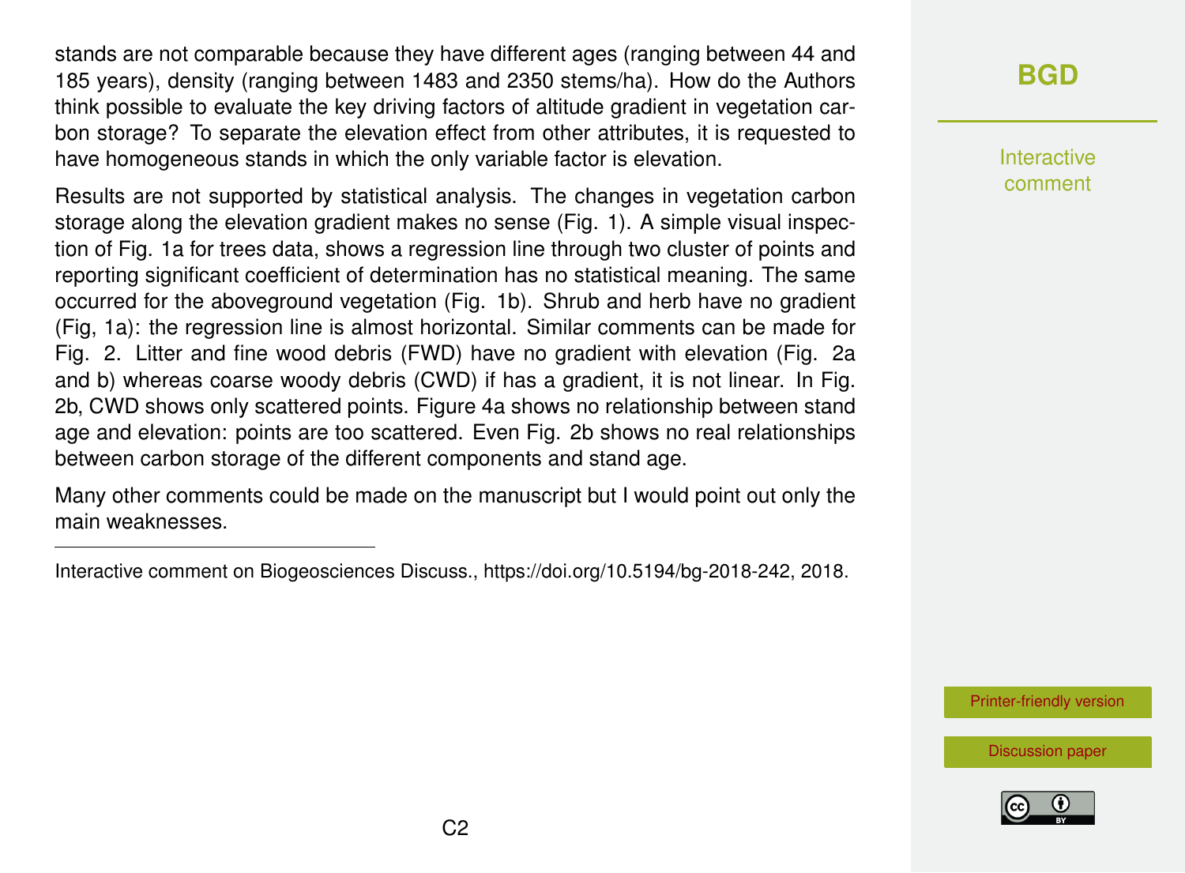stands are not comparable because they have different ages (ranging between 44 and 185 years), density (ranging between 1483 and 2350 stems/ha). How do the Authors think possible to evaluate the key driving factors of altitude gradient in vegetation carbon storage? To separate the elevation effect from other attributes, it is requested to have homogeneous stands in which the only variable factor is elevation.

Results are not supported by statistical analysis. The changes in vegetation carbon storage along the elevation gradient makes no sense (Fig. 1). A simple visual inspection of Fig. 1a for trees data, shows a regression line through two cluster of points and reporting significant coefficient of determination has no statistical meaning. The same occurred for the aboveground vegetation (Fig. 1b). Shrub and herb have no gradient (Fig, 1a): the regression line is almost horizontal. Similar comments can be made for Fig. 2. Litter and fine wood debris (FWD) have no gradient with elevation (Fig. 2a and b) whereas coarse woody debris (CWD) if has a gradient, it is not linear. In Fig. 2b, CWD shows only scattered points. Figure 4a shows no relationship between stand age and elevation: points are too scattered. Even Fig. 2b shows no real relationships between carbon storage of the different components and stand age.

Many other comments could be made on the manuscript but I would point out only the main weaknesses.

---

Interactive comment on Biogeosciences Discuss., https://doi.org/10.5194/bg-2018-242, 2018.